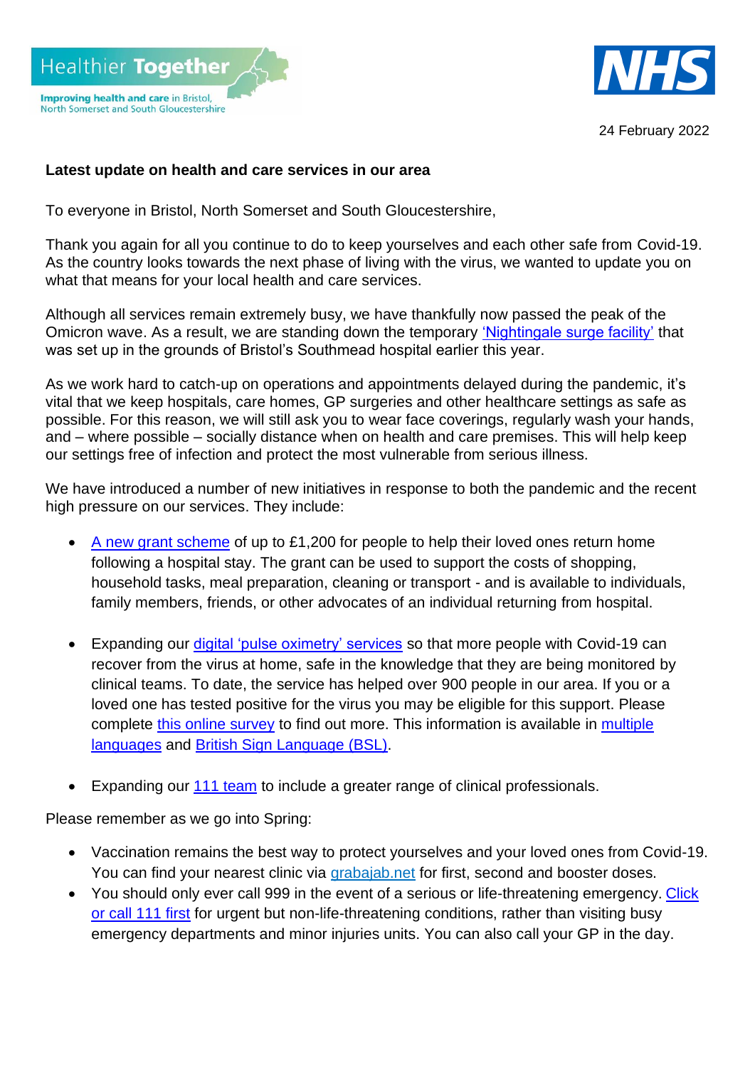Healthier Together

Improving health and care in Bristol, North Somerset and South Gloucestershire

NHS

24 February 2022

**Latest update on health and care services in our area**

To everyone in Bristol, North Somerset and South Gloucestershire,

Thank you again for all you continue to do to keep yourselves and each other safe from Covid-19. As the country looks towards the next phase of living with the virus, we wanted to update you on what that means for your local health and care services.

Although all services remain extremely busy, we have thankfully now passed the peak of the Omicron wave. As a result, we are standing down the temporary 'Nightingale surge facility' that was set up in the grounds of Bristol's Southmead hospital earlier this year.

As we work hard to catch-up on operations and appointments delayed during the pandemic, it's vital that we keep hospitals, care homes, GP surgeries and other healthcare settings as safe as possible. For this reason, we will still ask you to wear face coverings, regularly wash your hands, and – where possible – socially distance when on health and care premises. This will help keep our settings free of infection and protect the most vulnerable from serious illness.

We have introduced a number of new initiatives in response to both the pandemic and the recent high pressure on our services. They include:

- A new grant scheme of up to £1,200 for people to help their loved ones return home following a hospital stay. The grant can be used to support the costs of shopping, household tasks, meal preparation, cleaning or transport - and is available to individuals, family members, friends, or other advocates of an individual returning from hospital.

- Expanding our digital 'pulse oximetry' services so that more people with Covid-19 can recover from the virus at home, safe in the knowledge that they are being monitored by clinical teams. To date, the service has helped over 900 people in our area. If you or a loved one has tested positive for the virus you may be eligible for this support. Please complete this online survey to find out more. This information is available in multiple languages and British Sign Language (BSL).

- Expanding our 111 team to include a greater range of clinical professionals.

Please remember as we go into Spring:

- Vaccination remains the best way to protect yourselves and your loved ones from Covid-19. You can find your nearest clinic via grabajab.net for first, second and booster doses.
- You should only ever call 999 in the event of a serious or life-threatening emergency. Click or call 111 first for urgent but non-life-threatening conditions, rather than visiting busy emergency departments and minor injuries units. You can also call your GP in the day.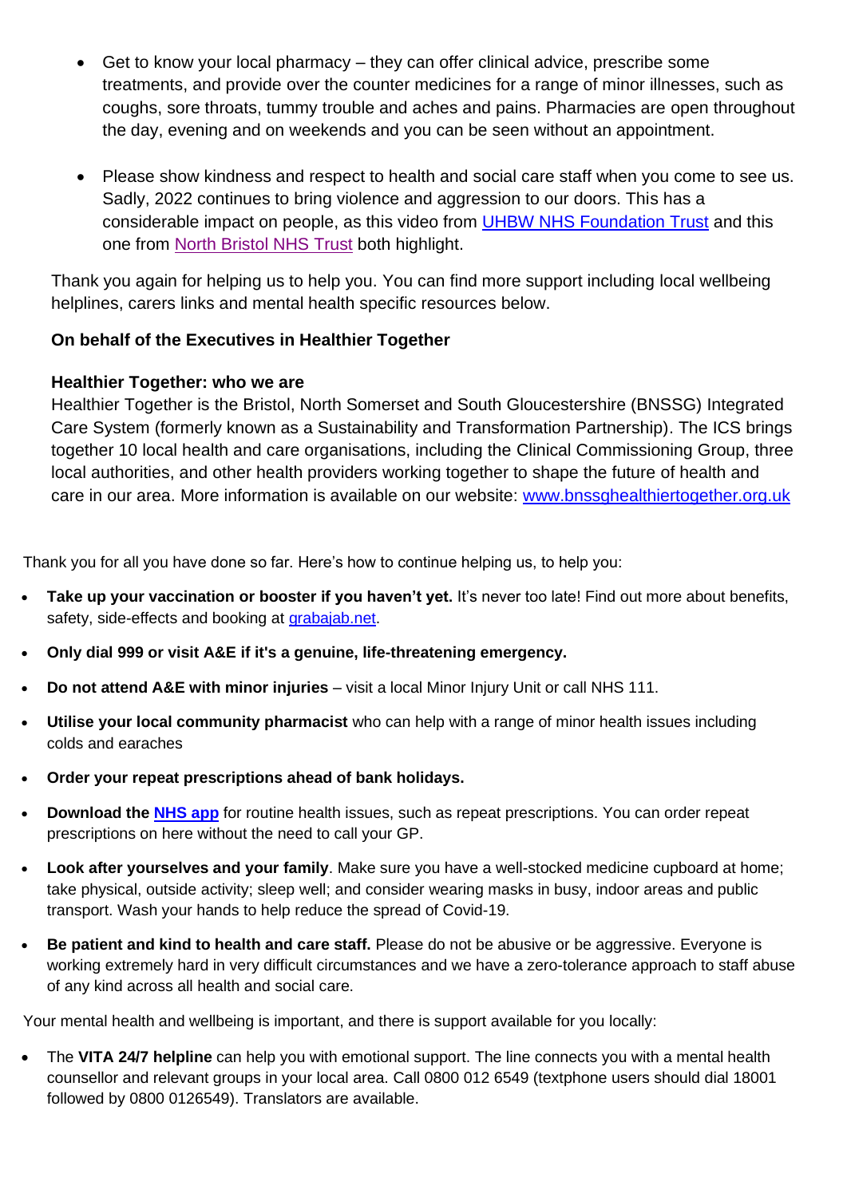- Get to know your local pharmacy – they can offer clinical advice, prescribe some treatments, and provide over the counter medicines for a range of minor illnesses, such as coughs, sore throats, tummy trouble and aches and pains. Pharmacies are open throughout the day, evening and on weekends and you can be seen without an appointment.

- Please show kindness and respect to health and social care staff when you come to see us. Sadly, 2022 continues to bring violence and aggression to our doors. This has a considerable impact on people, as this video from UHBW NHS Foundation Trust and this one from North Bristol NHS Trust both highlight.

Thank you again for helping us to help you. You can find more support including local wellbeing helplines, carers links and mental health specific resources below.

**On behalf of the Executives in Healthier Together**

**Healthier Together: who we are**

Healthier Together is the Bristol, North Somerset and South Gloucestershire (BNSSG) Integrated Care System (formerly known as a Sustainability and Transformation Partnership). The ICS brings together 10 local health and care organisations, including the Clinical Commissioning Group, three local authorities, and other health providers working together to shape the future of health and care in our area. More information is available on our website: www.bnssghealthiertogether.org.uk

Thank you for all you have done so far. Here's how to continue helping us, to help you:

- **Take up your vaccination or booster if you haven't yet.** It's never too late! Find out more about benefits, safety, side-effects and booking at grabajab.net.
- **Only dial 999 or visit A&E if it's a genuine, life-threatening emergency.**
- **Do not attend A&E with minor injuries** – visit a local Minor Injury Unit or call NHS 111.
- **Utilise your local community pharmacist** who can help with a range of minor health issues including colds and earaches
- **Order your repeat prescriptions ahead of bank holidays.**
- **Download the NHS app** for routine health issues, such as repeat prescriptions. You can order repeat prescriptions on here without the need to call your GP.
- **Look after yourselves and your family**. Make sure you have a well-stocked medicine cupboard at home; take physical, outside activity; sleep well; and consider wearing masks in busy, indoor areas and public transport. Wash your hands to help reduce the spread of Covid-19.
- **Be patient and kind to health and care staff.** Please do not be abusive or be aggressive. Everyone is working extremely hard in very difficult circumstances and we have a zero-tolerance approach to staff abuse of any kind across all health and social care.

Your mental health and wellbeing is important, and there is support available for you locally:

- The **VITA 24/7 helpline** can help you with emotional support. The line connects you with a mental health counsellor and relevant groups in your local area. Call 0800 012 6549 (textphone users should dial 18001 followed by 0800 0126549). Translators are available.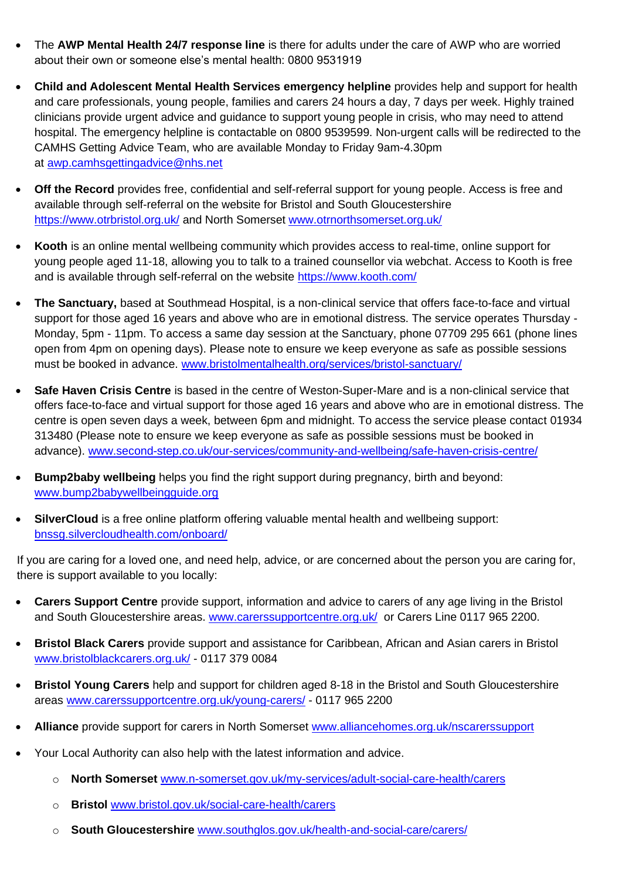- The **AWP Mental Health 24/7 response line** is there for adults under the care of AWP who are worried about their own or someone else's mental health: 0800 9531919

- **Child and Adolescent Mental Health Services emergency helpline** provides help and support for health and care professionals, young people, families and carers 24 hours a day, 7 days per week. Highly trained clinicians provide urgent advice and guidance to support young people in crisis, who may need to attend hospital. The emergency helpline is contactable on 0800 9539599. Non-urgent calls will be redirected to the CAMHS Getting Advice Team, who are available Monday to Friday 9am-4.30pm at awp.camhsgettingadvice@nhs.net

- **Off the Record** provides free, confidential and self-referral support for young people. Access is free and available through self-referral on the website for Bristol and South Gloucestershire https://www.otrbristol.org.uk/ and North Somerset www.otrnorthsomerset.org.uk/

- **Kooth** is an online mental wellbeing community which provides access to real-time, online support for young people aged 11-18, allowing you to talk to a trained counsellor via webchat. Access to Kooth is free and is available through self-referral on the website https://www.kooth.com/

- **The Sanctuary,** based at Southmead Hospital, is a non-clinical service that offers face-to-face and virtual support for those aged 16 years and above who are in emotional distress. The service operates Thursday - Monday, 5pm - 11pm. To access a same day session at the Sanctuary, phone 07709 295 661 (phone lines open from 4pm on opening days). Please note to ensure we keep everyone as safe as possible sessions must be booked in advance. www.bristolmentalhealth.org/services/bristol-sanctuary/

- **Safe Haven Crisis Centre** is based in the centre of Weston-Super-Mare and is a non-clinical service that offers face-to-face and virtual support for those aged 16 years and above who are in emotional distress. The centre is open seven days a week, between 6pm and midnight. To access the service please contact 01934 313480 (Please note to ensure we keep everyone as safe as possible sessions must be booked in advance). www.second-step.co.uk/our-services/community-and-wellbeing/safe-haven-crisis-centre/

- **Bump2baby wellbeing** helps you find the right support during pregnancy, birth and beyond: www.bump2babywellbeingguide.org

- **SilverCloud** is a free online platform offering valuable mental health and wellbeing support: bnssg.silvercloudhealth.com/onboard/

If you are caring for a loved one, and need help, advice, or are concerned about the person you are caring for, there is support available to you locally:

- **Carers Support Centre** provide support, information and advice to carers of any age living in the Bristol and South Gloucestershire areas. www.carerssupportcentre.org.uk/ or Carers Line 0117 965 2200.

- **Bristol Black Carers** provide support and assistance for Caribbean, African and Asian carers in Bristol www.bristolblackcarers.org.uk/ - 0117 379 0084

- **Bristol Young Carers** help and support for children aged 8-18 in the Bristol and South Gloucestershire areas www.carerssupportcentre.org.uk/young-carers/ - 0117 965 2200

- **Alliance** provide support for carers in North Somerset www.alliancehomes.org.uk/nscarerssupport

- Your Local Authority can also help with the latest information and advice.
  - **North Somerset** www.n-somerset.gov.uk/my-services/adult-social-care-health/carers
  - **Bristol** www.bristol.gov.uk/social-care-health/carers
  - **South Gloucestershire** www.southglos.gov.uk/health-and-social-care/carers/